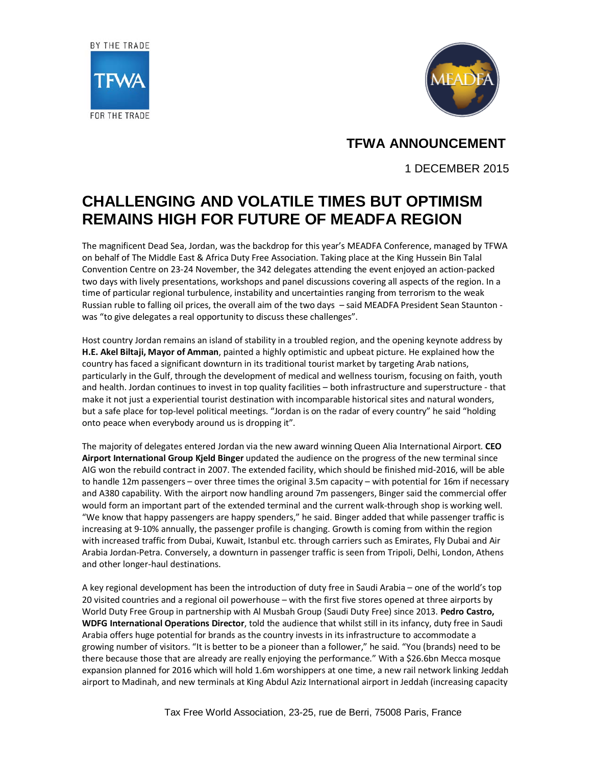BY THE TRADE

TFWA

FOR THE TRADE

MEADFA

**TFWA ANNOUNCEMENT**

1 DECEMBER 2015

# CHALLENGING AND VOLATILE TIMES BUT OPTIMISM REMAINS HIGH FOR FUTURE OF MEADFA REGION

The magnificent Dead Sea, Jordan, was the backdrop for this year's MEADFA Conference, managed by TFWA on behalf of The Middle East & Africa Duty Free Association. Taking place at the King Hussein Bin Talal Convention Centre on 23-24 November, the 342 delegates attending the event enjoyed an action-packed two days with lively presentations, workshops and panel discussions covering all aspects of the region. In a time of particular regional turbulence, instability and uncertainties ranging from terrorism to the weak Russian ruble to falling oil prices, the overall aim of the two days – said MEADFA President Sean Staunton - was "to give delegates a real opportunity to discuss these challenges".

Host country Jordan remains an island of stability in a troubled region, and the opening keynote address by **H.E. Akel Biltaji, Mayor of Amman**, painted a highly optimistic and upbeat picture. He explained how the country has faced a significant downturn in its traditional tourist market by targeting Arab nations, particularly in the Gulf, through the development of medical and wellness tourism, focusing on faith, youth and health. Jordan continues to invest in top quality facilities – both infrastructure and superstructure - that make it not just a experiential tourist destination with incomparable historical sites and natural wonders, but a safe place for top-level political meetings. "Jordan is on the radar of every country" he said "holding onto peace when everybody around us is dropping it".

The majority of delegates entered Jordan via the new award winning Queen Alia International Airport. **CEO Airport International Group Kjeld Binger** updated the audience on the progress of the new terminal since AIG won the rebuild contract in 2007. The extended facility, which should be finished mid-2016, will be able to handle 12m passengers – over three times the original 3.5m capacity – with potential for 16m if necessary and A380 capability. With the airport now handling around 7m passengers, Binger said the commercial offer would form an important part of the extended terminal and the current walk-through shop is working well. "We know that happy passengers are happy spenders," he said. Binger added that while passenger traffic is increasing at 9-10% annually, the passenger profile is changing. Growth is coming from within the region with increased traffic from Dubai, Kuwait, Istanbul etc. through carriers such as Emirates, Fly Dubai and Air Arabia Jordan-Petra. Conversely, a downturn in passenger traffic is seen from Tripoli, Delhi, London, Athens and other longer-haul destinations.

A key regional development has been the introduction of duty free in Saudi Arabia – one of the world's top 20 visited countries and a regional oil powerhouse – with the first five stores opened at three airports by World Duty Free Group in partnership with Al Musbah Group (Saudi Duty Free) since 2013. **Pedro Castro, WDFG International Operations Director**, told the audience that whilst still in its infancy, duty free in Saudi Arabia offers huge potential for brands as the country invests in its infrastructure to accommodate a growing number of visitors. "It is better to be a pioneer than a follower," he said. "You (brands) need to be there because those that are already are really enjoying the performance." With a $26.6bn Mecca mosque expansion planned for 2016 which will hold 1.6m worshippers at one time, a new rail network linking Jeddah airport to Madinah, and new terminals at King Abdul Aziz International airport in Jeddah (increasing capacity

Tax Free World Association, 23-25, rue de Berri, 75008 Paris, France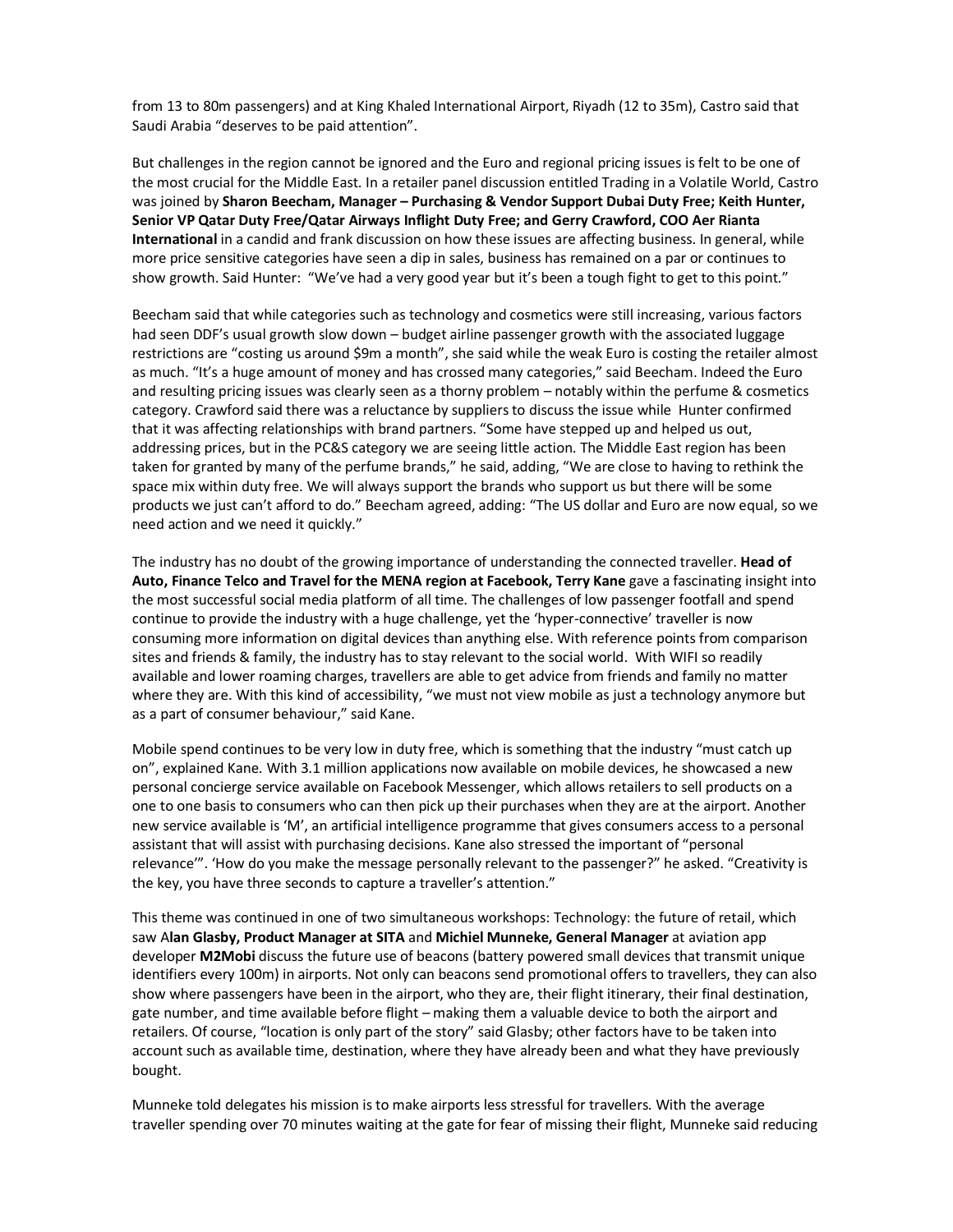from 13 to 80m passengers) and at King Khaled International Airport, Riyadh (12 to 35m), Castro said that Saudi Arabia "deserves to be paid attention".

But challenges in the region cannot be ignored and the Euro and regional pricing issues is felt to be one of the most crucial for the Middle East. In a retailer panel discussion entitled Trading in a Volatile World, Castro was joined by **Sharon Beecham, Manager – Purchasing & Vendor Support Dubai Duty Free; Keith Hunter, Senior VP Qatar Duty Free/Qatar Airways Inflight Duty Free; and Gerry Crawford, COO Aer Rianta International** in a candid and frank discussion on how these issues are affecting business. In general, while more price sensitive categories have seen a dip in sales, business has remained on a par or continues to show growth. Said Hunter: "We've had a very good year but it's been a tough fight to get to this point."

Beecham said that while categories such as technology and cosmetics were still increasing, various factors had seen DDF's usual growth slow down – budget airline passenger growth with the associated luggage restrictions are "costing us around $9m a month", she said while the weak Euro is costing the retailer almost as much. "It's a huge amount of money and has crossed many categories," said Beecham. Indeed the Euro and resulting pricing issues was clearly seen as a thorny problem – notably within the perfume & cosmetics category. Crawford said there was a reluctance by suppliers to discuss the issue while Hunter confirmed that it was affecting relationships with brand partners. "Some have stepped up and helped us out, addressing prices, but in the PC&S category we are seeing little action. The Middle East region has been taken for granted by many of the perfume brands," he said, adding, "We are close to having to rethink the space mix within duty free. We will always support the brands who support us but there will be some products we just can't afford to do." Beecham agreed, adding: "The US dollar and Euro are now equal, so we need action and we need it quickly."

The industry has no doubt of the growing importance of understanding the connected traveller. **Head of Auto, Finance Telco and Travel for the MENA region at Facebook, Terry Kane** gave a fascinating insight into the most successful social media platform of all time. The challenges of low passenger footfall and spend continue to provide the industry with a huge challenge, yet the 'hyper-connective' traveller is now consuming more information on digital devices than anything else. With reference points from comparison sites and friends & family, the industry has to stay relevant to the social world. With WIFI so readily available and lower roaming charges, travellers are able to get advice from friends and family no matter where they are. With this kind of accessibility, "we must not view mobile as just a technology anymore but as a part of consumer behaviour," said Kane.

Mobile spend continues to be very low in duty free, which is something that the industry "must catch up on", explained Kane. With 3.1 million applications now available on mobile devices, he showcased a new personal concierge service available on Facebook Messenger, which allows retailers to sell products on a one to one basis to consumers who can then pick up their purchases when they are at the airport. Another new service available is 'M', an artificial intelligence programme that gives consumers access to a personal assistant that will assist with purchasing decisions. Kane also stressed the important of "personal relevance'". 'How do you make the message personally relevant to the passenger?" he asked. "Creativity is the key, you have three seconds to capture a traveller's attention."

This theme was continued in one of two simultaneous workshops: Technology: the future of retail, which saw A**lan Glasby, Product Manager at SITA** and **Michiel Munneke, General Manager** at aviation app developer **M2Mobi** discuss the future use of beacons (battery powered small devices that transmit unique identifiers every 100m) in airports. Not only can beacons send promotional offers to travellers, they can also show where passengers have been in the airport, who they are, their flight itinerary, their final destination, gate number, and time available before flight – making them a valuable device to both the airport and retailers. Of course, "location is only part of the story" said Glasby; other factors have to be taken into account such as available time, destination, where they have already been and what they have previously bought.

Munneke told delegates his mission is to make airports less stressful for travellers. With the average traveller spending over 70 minutes waiting at the gate for fear of missing their flight, Munneke said reducing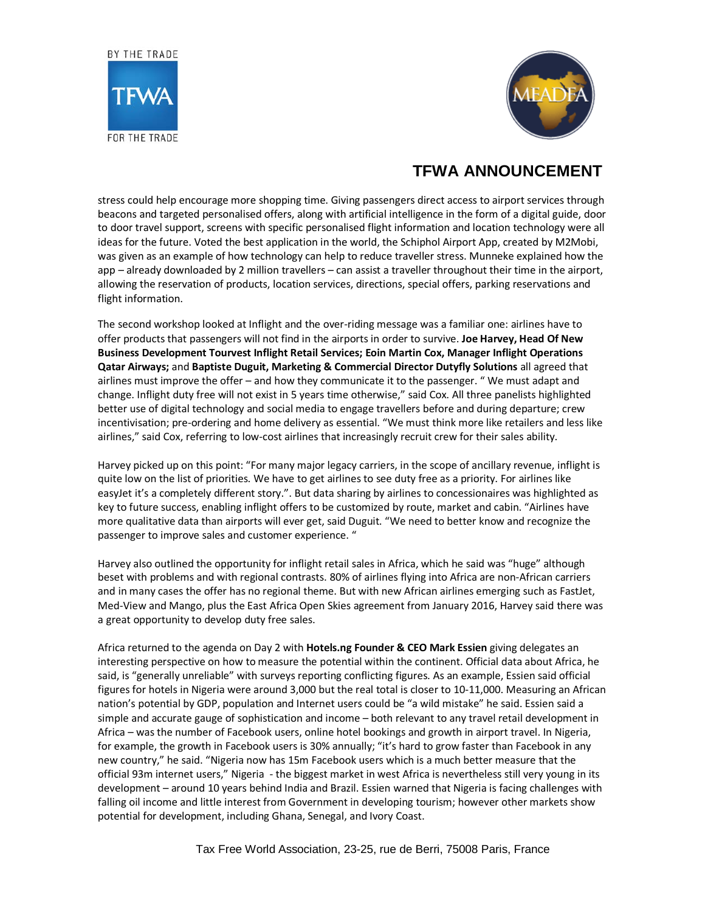stress could help encourage more shopping time. Giving passengers direct access to airport services through beacons and targeted personalised offers, along with artificial intelligence in the form of a digital guide, door to door travel support, screens with specific personalised flight information and location technology were all ideas for the future. Voted the best application in the world, the Schiphol Airport App, created by M2Mobi, was given as an example of how technology can help to reduce traveller stress. Munneke explained how the app – already downloaded by 2 million travellers – can assist a traveller throughout their time in the airport, allowing the reservation of products, location services, directions, special offers, parking reservations and flight information.

The second workshop looked at Inflight and the over-riding message was a familiar one: airlines have to offer products that passengers will not find in the airports in order to survive. **Joe Harvey, Head Of New Business Development Tourvest Inflight Retail Services; Eoin Martin Cox, Manager Inflight Operations Qatar Airways;** and **Baptiste Duguit, Marketing & Commercial Director Dutyfly Solutions** all agreed that airlines must improve the offer – and how they communicate it to the passenger. " We must adapt and change. Inflight duty free will not exist in 5 years time otherwise," said Cox. All three panelists highlighted better use of digital technology and social media to engage travellers before and during departure; crew incentivisation; pre-ordering and home delivery as essential. "We must think more like retailers and less like airlines," said Cox, referring to low-cost airlines that increasingly recruit crew for their sales ability.

Harvey picked up on this point: "For many major legacy carriers, in the scope of ancillary revenue, inflight is quite low on the list of priorities. We have to get airlines to see duty free as a priority. For airlines like easyJet it's a completely different story.". But data sharing by airlines to concessionaires was highlighted as key to future success, enabling inflight offers to be customized by route, market and cabin. "Airlines have more qualitative data than airports will ever get, said Duguit. "We need to better know and recognize the passenger to improve sales and customer experience. "

Harvey also outlined the opportunity for inflight retail sales in Africa, which he said was "huge" although beset with problems and with regional contrasts. 80% of airlines flying into Africa are non-African carriers and in many cases the offer has no regional theme. But with new African airlines emerging such as FastJet, Med-View and Mango, plus the East Africa Open Skies agreement from January 2016, Harvey said there was a great opportunity to develop duty free sales.

Africa returned to the agenda on Day 2 with **Hotels.ng Founder & CEO Mark Essien** giving delegates an interesting perspective on how to measure the potential within the continent. Official data about Africa, he said, is "generally unreliable" with surveys reporting conflicting figures. As an example, Essien said official figures for hotels in Nigeria were around 3,000 but the real total is closer to 10-11,000. Measuring an African nation's potential by GDP, population and Internet users could be "a wild mistake" he said. Essien said a simple and accurate gauge of sophistication and income – both relevant to any travel retail development in Africa – was the number of Facebook users, online hotel bookings and growth in airport travel. In Nigeria, for example, the growth in Facebook users is 30% annually; "it's hard to grow faster than Facebook in any new country," he said. "Nigeria now has 15m Facebook users which is a much better measure that the official 93m internet users," Nigeria - the biggest market in west Africa is nevertheless still very young in its development – around 10 years behind India and Brazil. Essien warned that Nigeria is facing challenges with falling oil income and little interest from Government in developing tourism; however other markets show potential for development, including Ghana, Senegal, and Ivory Coast.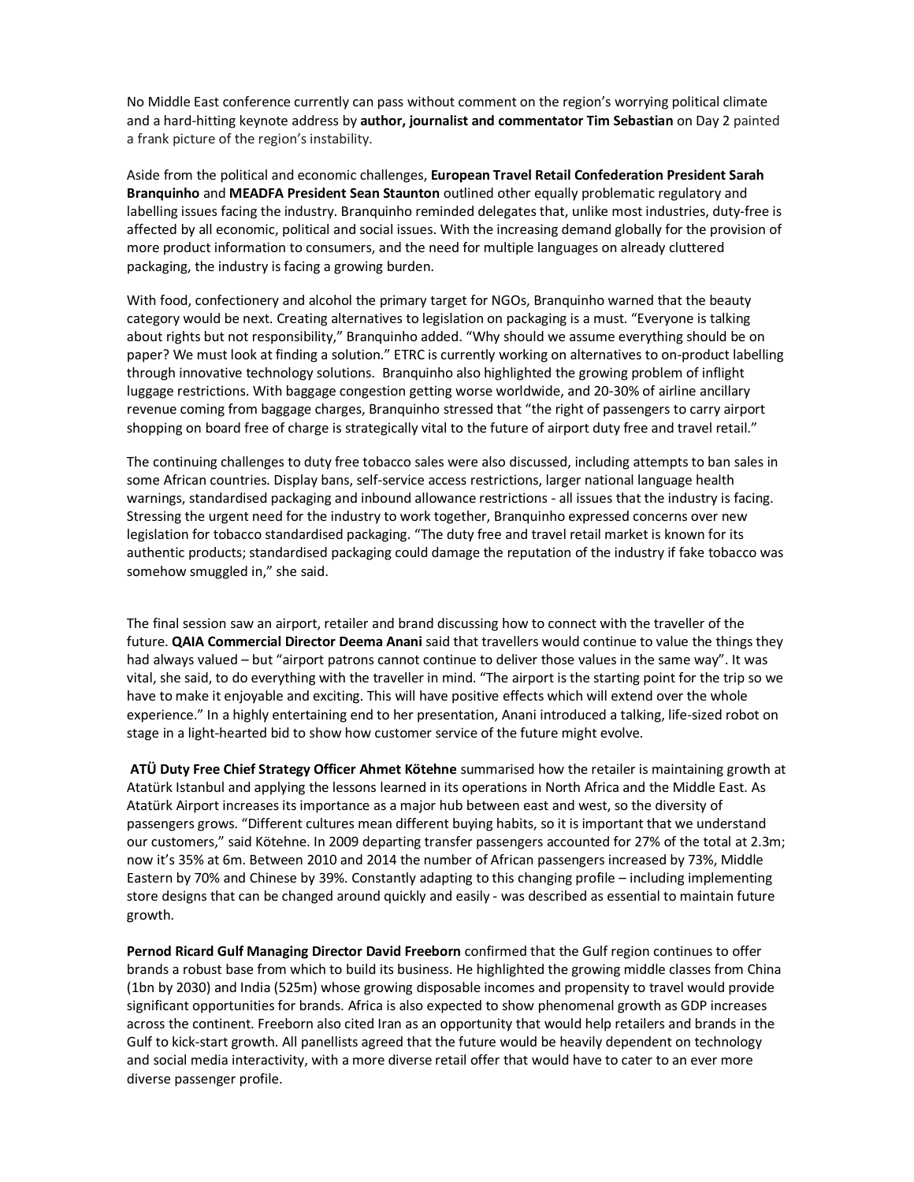No Middle East conference currently can pass without comment on the region's worrying political climate and a hard-hitting keynote address by **author, journalist and commentator Tim Sebastian** on Day 2 painted a frank picture of the region's instability.

Aside from the political and economic challenges, **European Travel Retail Confederation President Sarah Branquinho** and **MEADFA President Sean Staunton** outlined other equally problematic regulatory and labelling issues facing the industry. Branquinho reminded delegates that, unlike most industries, duty-free is affected by all economic, political and social issues. With the increasing demand globally for the provision of more product information to consumers, and the need for multiple languages on already cluttered packaging, the industry is facing a growing burden.

With food, confectionery and alcohol the primary target for NGOs, Branquinho warned that the beauty category would be next. Creating alternatives to legislation on packaging is a must. "Everyone is talking about rights but not responsibility," Branquinho added. "Why should we assume everything should be on paper? We must look at finding a solution." ETRC is currently working on alternatives to on-product labelling through innovative technology solutions. Branquinho also highlighted the growing problem of inflight luggage restrictions. With baggage congestion getting worse worldwide, and 20-30% of airline ancillary revenue coming from baggage charges, Branquinho stressed that "the right of passengers to carry airport shopping on board free of charge is strategically vital to the future of airport duty free and travel retail."

The continuing challenges to duty free tobacco sales were also discussed, including attempts to ban sales in some African countries. Display bans, self-service access restrictions, larger national language health warnings, standardised packaging and inbound allowance restrictions - all issues that the industry is facing. Stressing the urgent need for the industry to work together, Branquinho expressed concerns over new legislation for tobacco standardised packaging. "The duty free and travel retail market is known for its authentic products; standardised packaging could damage the reputation of the industry if fake tobacco was somehow smuggled in," she said.

The final session saw an airport, retailer and brand discussing how to connect with the traveller of the future. **QAIA Commercial Director Deema Anani** said that travellers would continue to value the things they had always valued – but "airport patrons cannot continue to deliver those values in the same way". It was vital, she said, to do everything with the traveller in mind. "The airport is the starting point for the trip so we have to make it enjoyable and exciting. This will have positive effects which will extend over the whole experience." In a highly entertaining end to her presentation, Anani introduced a talking, life-sized robot on stage in a light-hearted bid to show how customer service of the future might evolve.

**ATÜ Duty Free Chief Strategy Officer Ahmet Kötehne** summarised how the retailer is maintaining growth at Atatürk Istanbul and applying the lessons learned in its operations in North Africa and the Middle East. As Atatürk Airport increases its importance as a major hub between east and west, so the diversity of passengers grows. "Different cultures mean different buying habits, so it is important that we understand our customers," said Kötehne. In 2009 departing transfer passengers accounted for 27% of the total at 2.3m; now it's 35% at 6m. Between 2010 and 2014 the number of African passengers increased by 73%, Middle Eastern by 70% and Chinese by 39%. Constantly adapting to this changing profile – including implementing store designs that can be changed around quickly and easily - was described as essential to maintain future growth.

**Pernod Ricard Gulf Managing Director David Freeborn** confirmed that the Gulf region continues to offer brands a robust base from which to build its business. He highlighted the growing middle classes from China (1bn by 2030) and India (525m) whose growing disposable incomes and propensity to travel would provide significant opportunities for brands. Africa is also expected to show phenomenal growth as GDP increases across the continent. Freeborn also cited Iran as an opportunity that would help retailers and brands in the Gulf to kick-start growth. All panellists agreed that the future would be heavily dependent on technology and social media interactivity, with a more diverse retail offer that would have to cater to an ever more diverse passenger profile.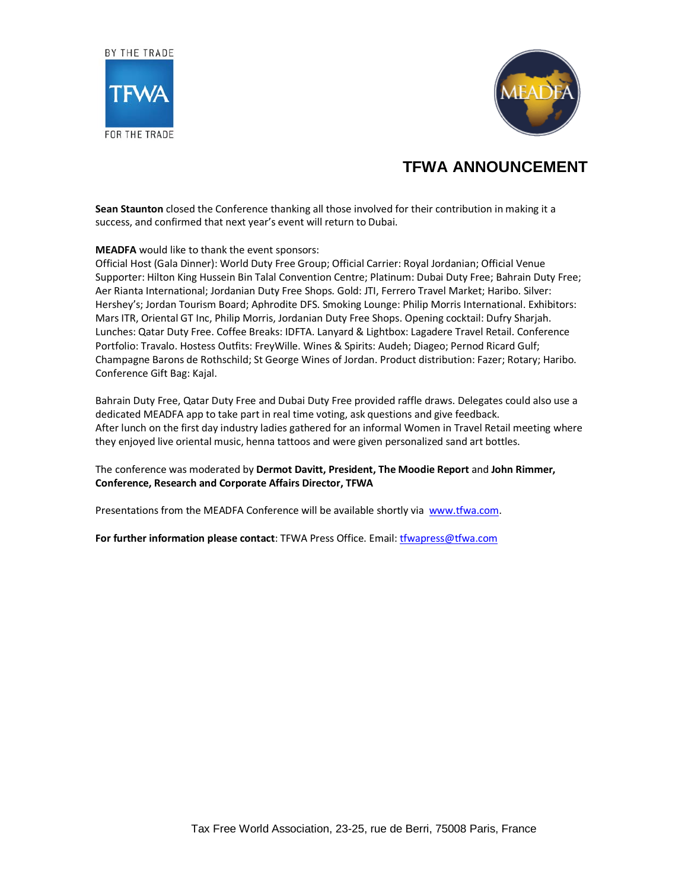BY THE TRADE

TFWA

FOR THE TRADE

MEADFA

## TFWA ANNOUNCEMENT

**Sean Staunton** closed the Conference thanking all those involved for their contribution in making it a success, and confirmed that next year's event will return to Dubai.

**MEADFA** would like to thank the event sponsors:
Official Host (Gala Dinner): World Duty Free Group; Official Carrier: Royal Jordanian; Official Venue Supporter: Hilton King Hussein Bin Talal Convention Centre; Platinum: Dubai Duty Free; Bahrain Duty Free; Aer Rianta International; Jordanian Duty Free Shops. Gold: JTI, Ferrero Travel Market; Haribo. Silver: Hershey's; Jordan Tourism Board; Aphrodite DFS. Smoking Lounge: Philip Morris International. Exhibitors: Mars ITR, Oriental GT Inc, Philip Morris, Jordanian Duty Free Shops. Opening cocktail: Dufry Sharjah. Lunches: Qatar Duty Free. Coffee Breaks: IDFTA. Lanyard & Lightbox: Lagadere Travel Retail. Conference Portfolio: Travalo. Hostess Outfits: FreyWille. Wines & Spirits: Audeh; Diageo; Pernod Ricard Gulf; Champagne Barons de Rothschild; St George Wines of Jordan. Product distribution: Fazer; Rotary; Haribo. Conference Gift Bag: Kajal.

Bahrain Duty Free, Qatar Duty Free and Dubai Duty Free provided raffle draws. Delegates could also use a dedicated MEADFA app to take part in real time voting, ask questions and give feedback.
After lunch on the first day industry ladies gathered for an informal Women in Travel Retail meeting where they enjoyed live oriental music, henna tattoos and were given personalized sand art bottles.

The conference was moderated by **Dermot Davitt, President, The Moodie Report** and **John Rimmer, Conference, Research and Corporate Affairs Director, TFWA**

Presentations from the MEADFA Conference will be available shortly via [www.tfwa.com](http://www.tfwa.com).

**For further information please contact**: TFWA Press Office. Email: [tfwapress@tfwa.com](mailto:tfwapress@tfwa.com)

Tax Free World Association, 23-25, rue de Berri, 75008 Paris, France